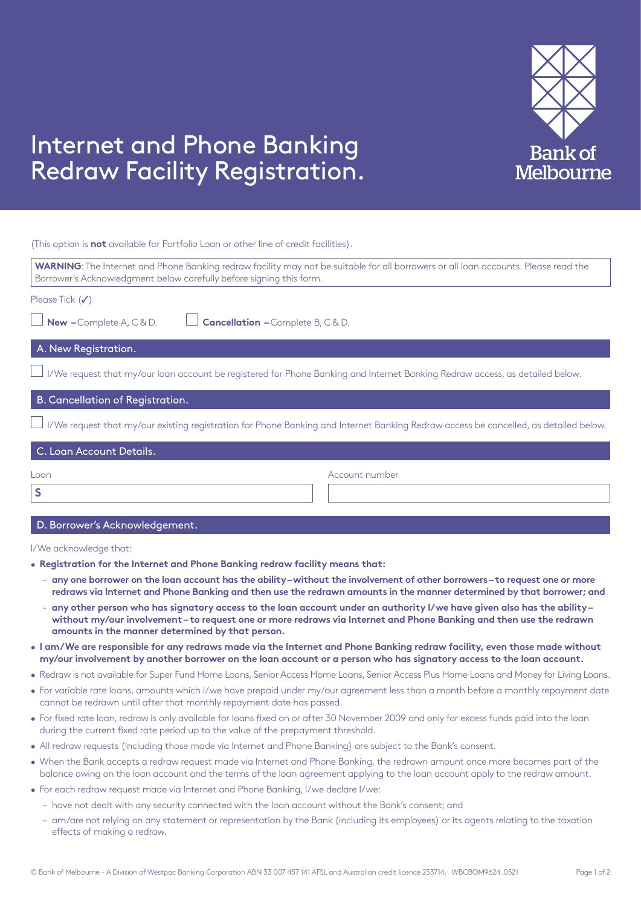# Internet and Phone Banking Redraw Facility Registration.

Bank of Melbourne

(This option is **not** available for Portfolio Loan or other line of credit facilities).

**WARNING**: The Internet and Phone Banking redraw facility may not be suitable for all borrowers or all loan accounts. Please read the Borrower's Acknowledgment below carefully before signing this form.

Please Tick (✓)

☐ **New –** Complete A, C & D. ☐ **Cancellation –** Complete B, C & D.

## A. New Registration.

☐ I/We request that my/our loan account be registered for Phone Banking and Internet Banking Redraw access, as detailed below.

## B. Cancellation of Registration.

☐ I/We request that my/our existing registration for Phone Banking and Internet Banking Redraw access be cancelled, as detailed below.

## C. Loan Account Details.

| Loan | Account number |
|---|---|
| $ | |

## D. Borrower's Acknowledgement.

I/We acknowledge that:

- **Registration for the Internet and Phone Banking redraw facility means that:**
  - **any one borrower on the loan account has the ability – without the involvement of other borrowers – to request one or more redraws via Internet and Phone Banking and then use the redrawn amounts in the manner determined by that borrower; and**
  - **any other person who has signatory access to the loan account under an authority I/we have given also has the ability – without my/our involvement – to request one or more redraws via Internet and Phone Banking and then use the redrawn amounts in the manner determined by that person.**
- **I am/We are responsible for any redraws made via the Internet and Phone Banking redraw facility, even those made without my/our involvement by another borrower on the loan account or a person who has signatory access to the loan account.**
- Redraw is not available for Super Fund Home Loans, Senior Access Home Loans, Senior Access Plus Home Loans and Money for Living Loans.
- For variable rate loans, amounts which I/we have prepaid under my/our agreement less than a month before a monthly repayment date cannot be redrawn until after that monthly repayment date has passed.
- For fixed rate loan, redraw is only available for loans fixed on or after 30 November 2009 and only for excess funds paid into the loan during the current fixed rate period up to the value of the prepayment threshold.
- All redraw requests (including those made via Internet and Phone Banking) are subject to the Bank's consent.
- When the Bank accepts a redraw request made via Internet and Phone Banking, the redrawn amount once more becomes part of the balance owing on the loan account and the terms of the loan agreement applying to the loan account apply to the redraw amount.
- For each redraw request made via Internet and Phone Banking, I/we declare I/we:
  - have not dealt with any security connected with the loan account without the Bank's consent; and
  - am/are not relying on any statement or representation by the Bank (including its employees) or its agents relating to the taxation effects of making a redraw.

© Bank of Melbourne - A Division of Westpac Banking Corporation ABN 33 007 457 141 AFSL and Australian credit licence 233714. WBCBOM9624_0521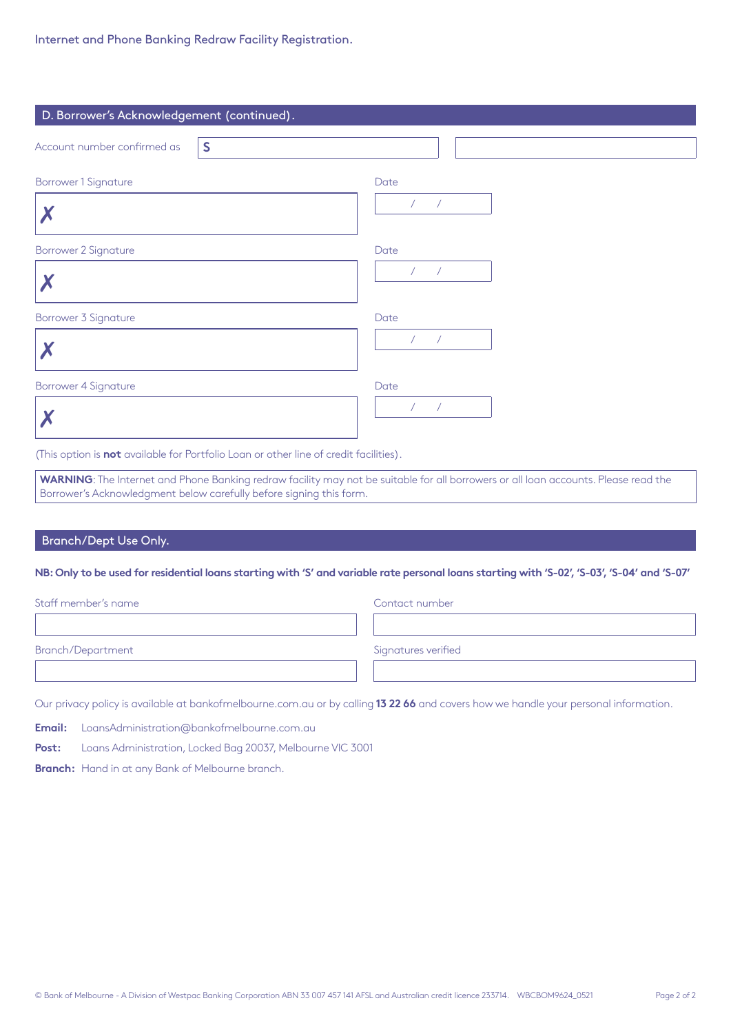Internet and Phone Banking Redraw Facility Registration.

## D. Borrower's Acknowledgement (continued).

Account number confirmed as S

Borrower 1 Signature

✗

Date

/ /

Borrower 2 Signature

✗

Date

/ /

Borrower 3 Signature

✗

Date

/ /

Borrower 4 Signature

✗

Date

/ /

(This option is **not** available for Portfolio Loan or other line of credit facilities).

**WARNING**: The Internet and Phone Banking redraw facility may not be suitable for all borrowers or all loan accounts. Please read the Borrower's Acknowledgment below carefully before signing this form.

## Branch/Dept Use Only.

**NB: Only to be used for residential loans starting with 'S' and variable rate personal loans starting with 'S-02', 'S-03', 'S-04' and 'S-07'**

Staff member's name

Contact number

Branch/Department

Signatures verified

Our privacy policy is available at bankofmelbourne.com.au or by calling **13 22 66** and covers how we handle your personal information.

**Email:** LoansAdministration@bankofmelbourne.com.au

**Post:** Loans Administration, Locked Bag 20037, Melbourne VIC 3001

**Branch:** Hand in at any Bank of Melbourne branch.

© Bank of Melbourne - A Division of Westpac Banking Corporation ABN 33 007 457 141 AFSL and Australian credit licence 233714. WBCBOM9624_0521